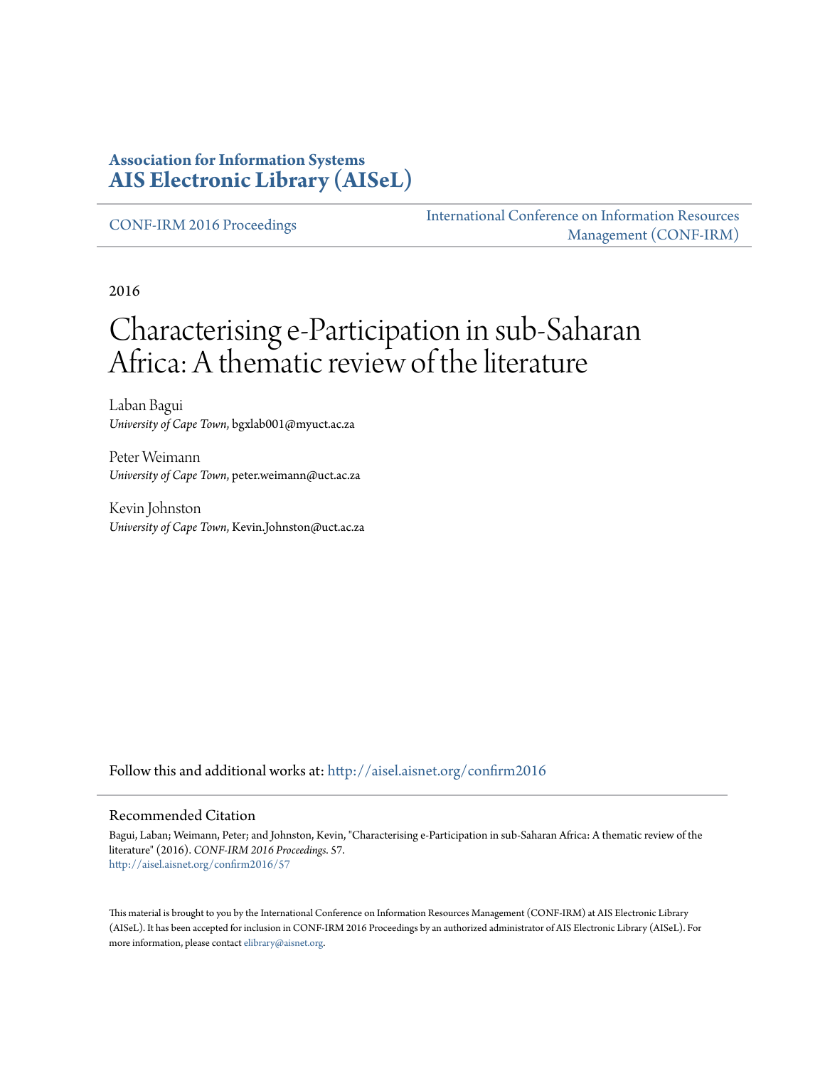**Association for Information Systems**
**AIS Electronic Library (AISeL)**

CONF-IRM 2016 Proceedings

International Conference on Information Resources Management (CONF-IRM)

2016

# Characterising e-Participation in sub-Saharan Africa: A thematic review of the literature

Laban Bagui
*University of Cape Town*, bgxlab001@myuct.ac.za

Peter Weimann
*University of Cape Town*, peter.weimann@uct.ac.za

Kevin Johnston
*University of Cape Town*, Kevin.Johnston@uct.ac.za

Follow this and additional works at: http://aisel.aisnet.org/confirm2016

## Recommended Citation

Bagui, Laban; Weimann, Peter; and Johnston, Kevin, "Characterising e-Participation in sub-Saharan Africa: A thematic review of the literature" (2016). *CONF-IRM 2016 Proceedings*. 57.
http://aisel.aisnet.org/confirm2016/57

This material is brought to you by the International Conference on Information Resources Management (CONF-IRM) at AIS Electronic Library (AISeL). It has been accepted for inclusion in CONF-IRM 2016 Proceedings by an authorized administrator of AIS Electronic Library (AISeL). For more information, please contact elibrary@aisnet.org.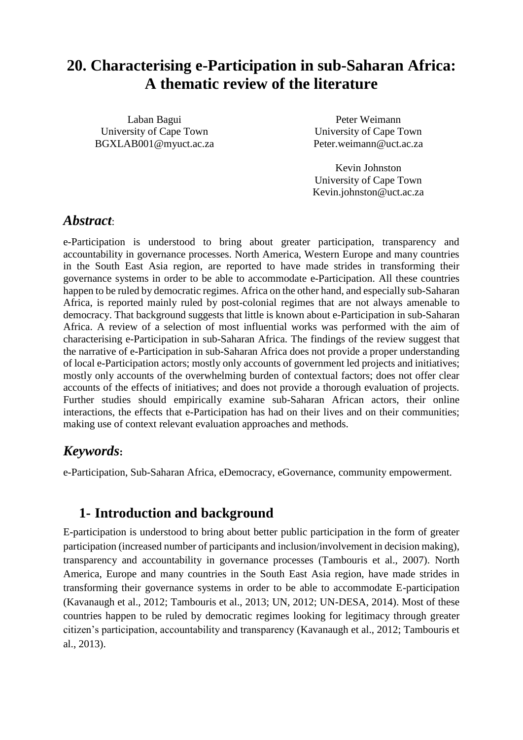# 20. Characterising e-Participation in sub-Saharan Africa: A thematic review of the literature

Laban Bagui
University of Cape Town
BGXLAB001@myuct.ac.za

Peter Weimann
University of Cape Town
Peter.weimann@uct.ac.za

Kevin Johnston
University of Cape Town
Kevin.johnston@uct.ac.za

## *Abstract*:

e-Participation is understood to bring about greater participation, transparency and accountability in governance processes. North America, Western Europe and many countries in the South East Asia region, are reported to have made strides in transforming their governance systems in order to be able to accommodate e-Participation. All these countries happen to be ruled by democratic regimes. Africa on the other hand, and especially sub-Saharan Africa, is reported mainly ruled by post-colonial regimes that are not always amenable to democracy. That background suggests that little is known about e-Participation in sub-Saharan Africa. A review of a selection of most influential works was performed with the aim of characterising e-Participation in sub-Saharan Africa. The findings of the review suggest that the narrative of e-Participation in sub-Saharan Africa does not provide a proper understanding of local e-Participation actors; mostly only accounts of government led projects and initiatives; mostly only accounts of the overwhelming burden of contextual factors; does not offer clear accounts of the effects of initiatives; and does not provide a thorough evaluation of projects. Further studies should empirically examine sub-Saharan African actors, their online interactions, the effects that e-Participation has had on their lives and on their communities; making use of context relevant evaluation approaches and methods.

## *Keywords*:

e-Participation, Sub-Saharan Africa, eDemocracy, eGovernance, community empowerment.

## 1- Introduction and background

E-participation is understood to bring about better public participation in the form of greater participation (increased number of participants and inclusion/involvement in decision making), transparency and accountability in governance processes (Tambouris et al., 2007). North America, Europe and many countries in the South East Asia region, have made strides in transforming their governance systems in order to be able to accommodate E-participation (Kavanaugh et al., 2012; Tambouris et al., 2013; UN, 2012; UN-DESA, 2014). Most of these countries happen to be ruled by democratic regimes looking for legitimacy through greater citizen's participation, accountability and transparency (Kavanaugh et al., 2012; Tambouris et al., 2013).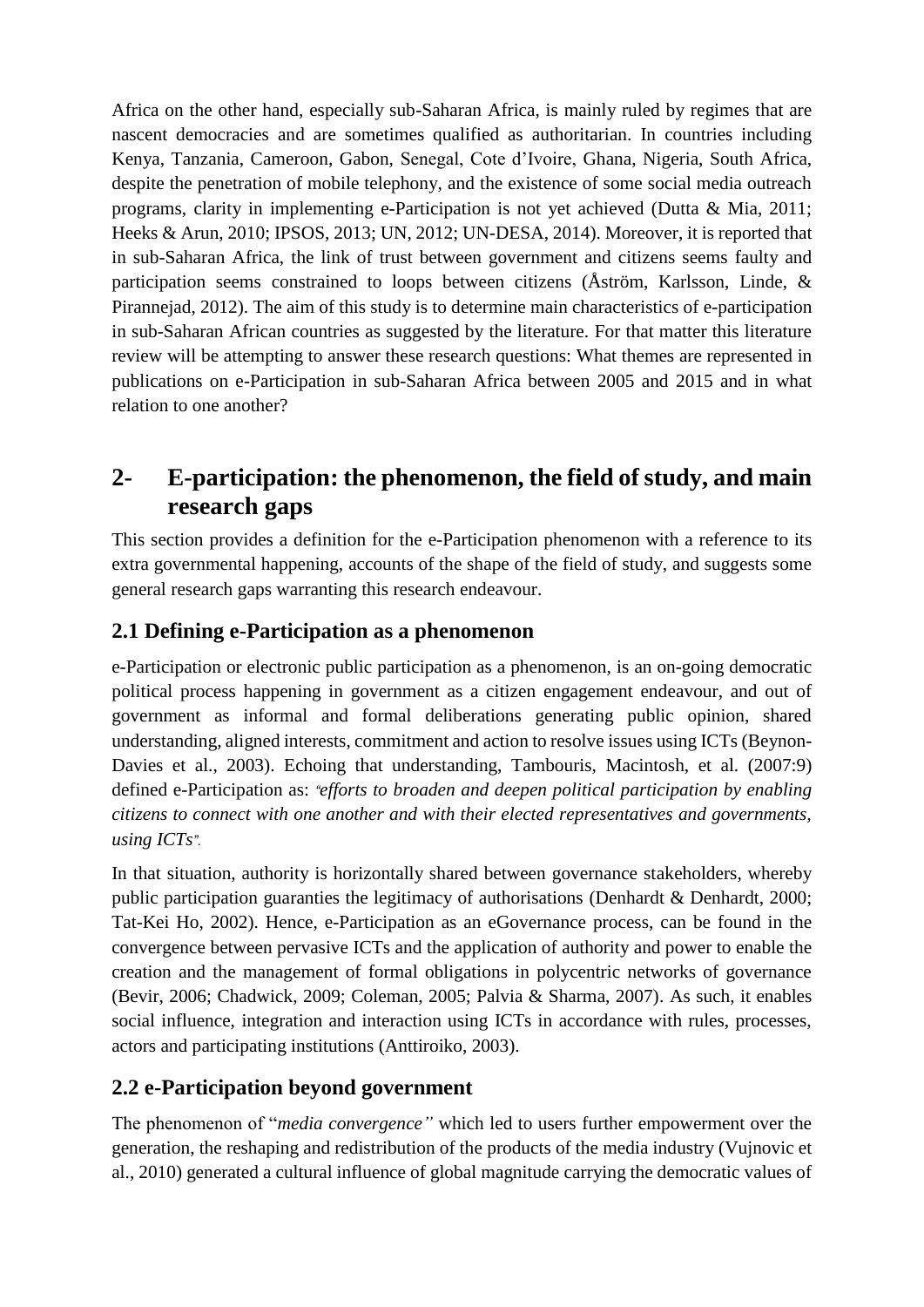Africa on the other hand, especially sub-Saharan Africa, is mainly ruled by regimes that are nascent democracies and are sometimes qualified as authoritarian. In countries including Kenya, Tanzania, Cameroon, Gabon, Senegal, Cote d'Ivoire, Ghana, Nigeria, South Africa, despite the penetration of mobile telephony, and the existence of some social media outreach programs, clarity in implementing e-Participation is not yet achieved (Dutta & Mia, 2011; Heeks & Arun, 2010; IPSOS, 2013; UN, 2012; UN-DESA, 2014). Moreover, it is reported that in sub-Saharan Africa, the link of trust between government and citizens seems faulty and participation seems constrained to loops between citizens (Åström, Karlsson, Linde, & Pirannejad, 2012). The aim of this study is to determine main characteristics of e-participation in sub-Saharan African countries as suggested by the literature. For that matter this literature review will be attempting to answer these research questions: What themes are represented in publications on e-Participation in sub-Saharan Africa between 2005 and 2015 and in what relation to one another?

# 2- E-participation: the phenomenon, the field of study, and main research gaps

This section provides a definition for the e-Participation phenomenon with a reference to its extra governmental happening, accounts of the shape of the field of study, and suggests some general research gaps warranting this research endeavour.

## 2.1 Defining e-Participation as a phenomenon

e-Participation or electronic public participation as a phenomenon, is an on-going democratic political process happening in government as a citizen engagement endeavour, and out of government as informal and formal deliberations generating public opinion, shared understanding, aligned interests, commitment and action to resolve issues using ICTs (Beynon-Davies et al., 2003). Echoing that understanding, Tambouris, Macintosh, et al. (2007:9) defined e-Participation as: "*efforts to broaden and deepen political participation by enabling citizens to connect with one another and with their elected representatives and governments, using ICTs*".

In that situation, authority is horizontally shared between governance stakeholders, whereby public participation guaranties the legitimacy of authorisations (Denhardt & Denhardt, 2000; Tat-Kei Ho, 2002). Hence, e-Participation as an eGovernance process, can be found in the convergence between pervasive ICTs and the application of authority and power to enable the creation and the management of formal obligations in polycentric networks of governance (Bevir, 2006; Chadwick, 2009; Coleman, 2005; Palvia & Sharma, 2007). As such, it enables social influence, integration and interaction using ICTs in accordance with rules, processes, actors and participating institutions (Anttiroiko, 2003).

## 2.2 e-Participation beyond government

The phenomenon of "*media convergence*" which led to users further empowerment over the generation, the reshaping and redistribution of the products of the media industry (Vujnovic et al., 2010) generated a cultural influence of global magnitude carrying the democratic values of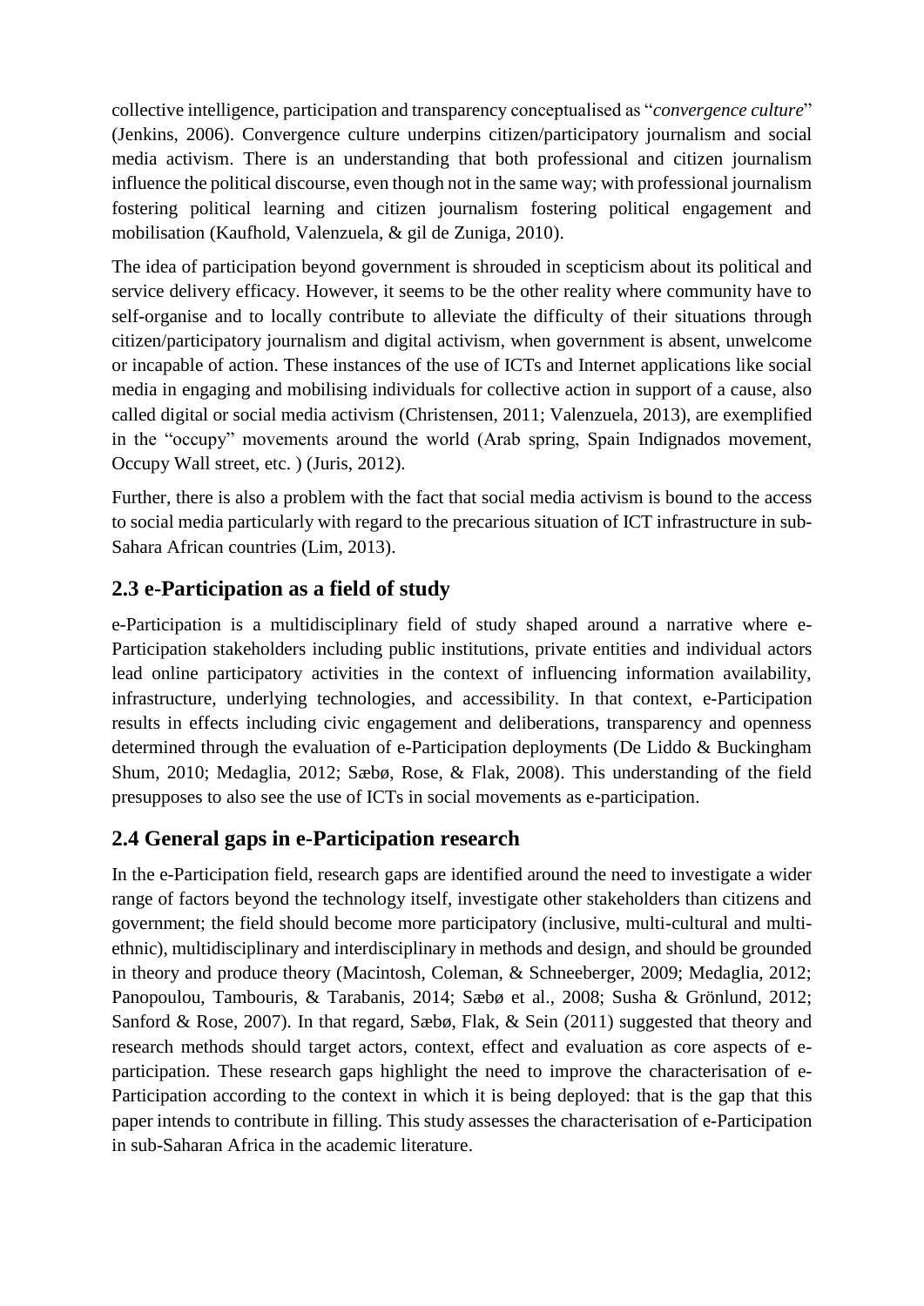collective intelligence, participation and transparency conceptualised as "*convergence culture*" (Jenkins, 2006). Convergence culture underpins citizen/participatory journalism and social media activism. There is an understanding that both professional and citizen journalism influence the political discourse, even though not in the same way; with professional journalism fostering political learning and citizen journalism fostering political engagement and mobilisation (Kaufhold, Valenzuela, & gil de Zuniga, 2010).

The idea of participation beyond government is shrouded in scepticism about its political and service delivery efficacy. However, it seems to be the other reality where community have to self-organise and to locally contribute to alleviate the difficulty of their situations through citizen/participatory journalism and digital activism, when government is absent, unwelcome or incapable of action. These instances of the use of ICTs and Internet applications like social media in engaging and mobilising individuals for collective action in support of a cause, also called digital or social media activism (Christensen, 2011; Valenzuela, 2013), are exemplified in the "occupy" movements around the world (Arab spring, Spain Indignados movement, Occupy Wall street, etc. ) (Juris, 2012).

Further, there is also a problem with the fact that social media activism is bound to the access to social media particularly with regard to the precarious situation of ICT infrastructure in sub-Sahara African countries (Lim, 2013).

## 2.3 e-Participation as a field of study

e-Participation is a multidisciplinary field of study shaped around a narrative where e-Participation stakeholders including public institutions, private entities and individual actors lead online participatory activities in the context of influencing information availability, infrastructure, underlying technologies, and accessibility. In that context, e-Participation results in effects including civic engagement and deliberations, transparency and openness determined through the evaluation of e-Participation deployments (De Liddo & Buckingham Shum, 2010; Medaglia, 2012; Sæbø, Rose, & Flak, 2008). This understanding of the field presupposes to also see the use of ICTs in social movements as e-participation.

## 2.4 General gaps in e-Participation research

In the e-Participation field, research gaps are identified around the need to investigate a wider range of factors beyond the technology itself, investigate other stakeholders than citizens and government; the field should become more participatory (inclusive, multi-cultural and multi-ethnic), multidisciplinary and interdisciplinary in methods and design, and should be grounded in theory and produce theory (Macintosh, Coleman, & Schneeberger, 2009; Medaglia, 2012; Panopoulou, Tambouris, & Tarabanis, 2014; Sæbø et al., 2008; Susha & Grönlund, 2012; Sanford & Rose, 2007). In that regard, Sæbø, Flak, & Sein (2011) suggested that theory and research methods should target actors, context, effect and evaluation as core aspects of e-participation. These research gaps highlight the need to improve the characterisation of e-Participation according to the context in which it is being deployed: that is the gap that this paper intends to contribute in filling. This study assesses the characterisation of e-Participation in sub-Saharan Africa in the academic literature.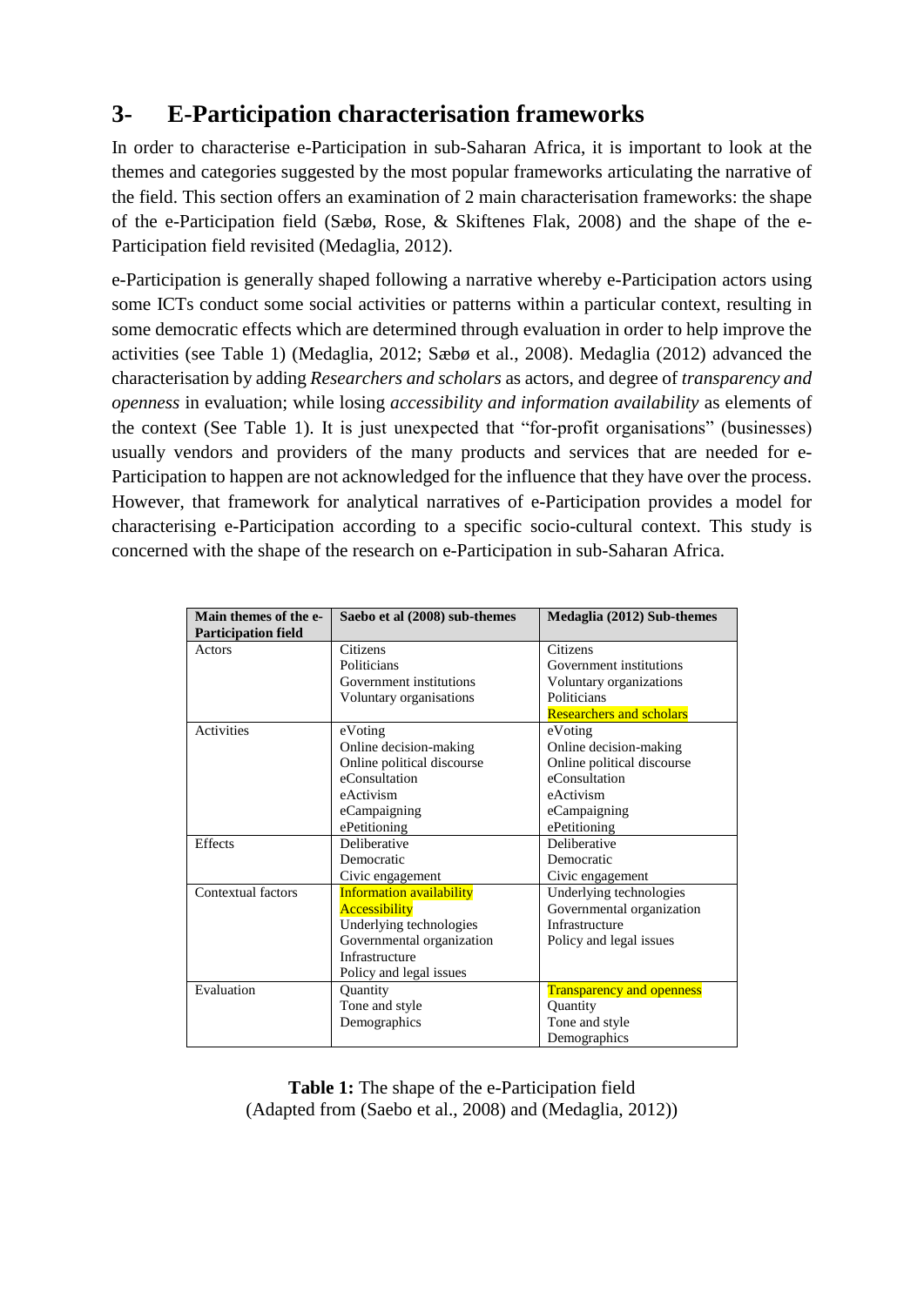## 3- E-Participation characterisation frameworks

In order to characterise e-Participation in sub-Saharan Africa, it is important to look at the themes and categories suggested by the most popular frameworks articulating the narrative of the field. This section offers an examination of 2 main characterisation frameworks: the shape of the e-Participation field (Sæbø, Rose, & Skiftenes Flak, 2008) and the shape of the e-Participation field revisited (Medaglia, 2012).

e-Participation is generally shaped following a narrative whereby e-Participation actors using some ICTs conduct some social activities or patterns within a particular context, resulting in some democratic effects which are determined through evaluation in order to help improve the activities (see Table 1) (Medaglia, 2012; Sæbø et al., 2008). Medaglia (2012) advanced the characterisation by adding *Researchers and scholars* as actors, and degree of *transparency and openness* in evaluation; while losing *accessibility and information availability* as elements of the context (See Table 1). It is just unexpected that "for-profit organisations" (businesses) usually vendors and providers of the many products and services that are needed for e-Participation to happen are not acknowledged for the influence that they have over the process. However, that framework for analytical narratives of e-Participation provides a model for characterising e-Participation according to a specific socio-cultural context. This study is concerned with the shape of the research on e-Participation in sub-Saharan Africa.

| Main themes of the e-Participation field | Saebo et al (2008) sub-themes | Medaglia (2012) Sub-themes |
|---|---|---|
| Actors | Citizens<br>Politicians<br>Government institutions<br>Voluntary organisations | Citizens<br>Government institutions<br>Voluntary organizations<br>Politicians<br>Researchers and scholars |
| Activities | eVoting<br>Online decision-making<br>Online political discourse<br>eConsultation<br>eActivism<br>eCampaigning<br>ePetitioning | eVoting<br>Online decision-making<br>Online political discourse<br>eConsultation<br>eActivism<br>eCampaigning<br>ePetitioning |
| Effects | Deliberative<br>Democratic<br>Civic engagement | Deliberative<br>Democratic<br>Civic engagement |
| Contextual factors | Information availability<br>Accessibility<br>Underlying technologies<br>Governmental organization<br>Infrastructure<br>Policy and legal issues | Underlying technologies<br>Governmental organization<br>Infrastructure<br>Policy and legal issues |
| Evaluation | Quantity<br>Tone and style<br>Demographics | Transparency and openness<br>Quantity<br>Tone and style<br>Demographics |

**Table 1:** The shape of the e-Participation field
(Adapted from (Saebo et al., 2008) and (Medaglia, 2012))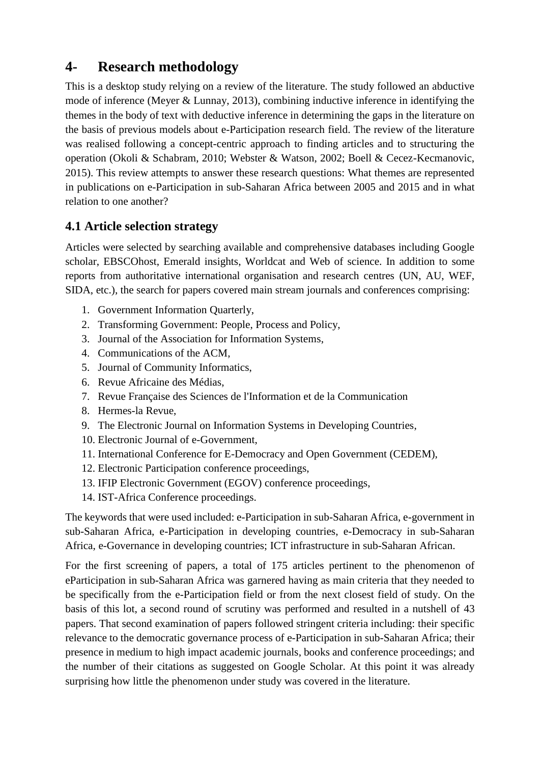## 4- Research methodology

This is a desktop study relying on a review of the literature. The study followed an abductive mode of inference (Meyer & Lunnay, 2013), combining inductive inference in identifying the themes in the body of text with deductive inference in determining the gaps in the literature on the basis of previous models about e-Participation research field. The review of the literature was realised following a concept-centric approach to finding articles and to structuring the operation (Okoli & Schabram, 2010; Webster & Watson, 2002; Boell & Cecez-Kecmanovic, 2015). This review attempts to answer these research questions: What themes are represented in publications on e-Participation in sub-Saharan Africa between 2005 and 2015 and in what relation to one another?

### 4.1 Article selection strategy

Articles were selected by searching available and comprehensive databases including Google scholar, EBSCOhost, Emerald insights, Worldcat and Web of science. In addition to some reports from authoritative international organisation and research centres (UN, AU, WEF, SIDA, etc.), the search for papers covered main stream journals and conferences comprising:

1. Government Information Quarterly,
2. Transforming Government: People, Process and Policy,
3. Journal of the Association for Information Systems,
4. Communications of the ACM,
5. Journal of Community Informatics,
6. Revue Africaine des Médias,
7. Revue Française des Sciences de l'Information et de la Communication
8. Hermes-la Revue,
9. The Electronic Journal on Information Systems in Developing Countries,
10. Electronic Journal of e-Government,
11. International Conference for E-Democracy and Open Government (CEDEM),
12. Electronic Participation conference proceedings,
13. IFIP Electronic Government (EGOV) conference proceedings,
14. IST-Africa Conference proceedings.

The keywords that were used included: e-Participation in sub-Saharan Africa, e-government in sub-Saharan Africa, e-Participation in developing countries, e-Democracy in sub-Saharan Africa, e-Governance in developing countries; ICT infrastructure in sub-Saharan African.

For the first screening of papers, a total of 175 articles pertinent to the phenomenon of eParticipation in sub-Saharan Africa was garnered having as main criteria that they needed to be specifically from the e-Participation field or from the next closest field of study. On the basis of this lot, a second round of scrutiny was performed and resulted in a nutshell of 43 papers. That second examination of papers followed stringent criteria including: their specific relevance to the democratic governance process of e-Participation in sub-Saharan Africa; their presence in medium to high impact academic journals, books and conference proceedings; and the number of their citations as suggested on Google Scholar. At this point it was already surprising how little the phenomenon under study was covered in the literature.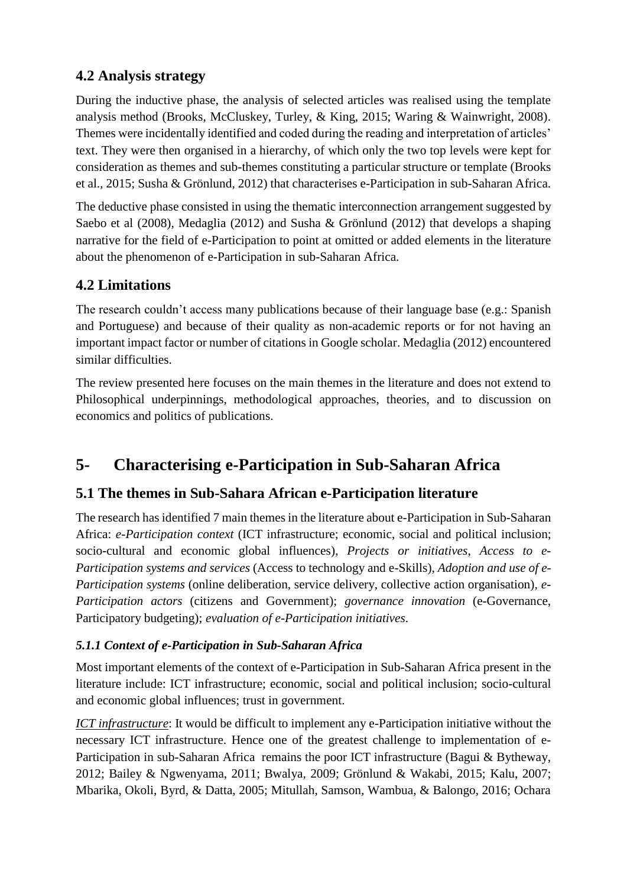## 4.2 Analysis strategy

During the inductive phase, the analysis of selected articles was realised using the template analysis method (Brooks, McCluskey, Turley, & King, 2015; Waring & Wainwright, 2008). Themes were incidentally identified and coded during the reading and interpretation of articles' text. They were then organised in a hierarchy, of which only the two top levels were kept for consideration as themes and sub-themes constituting a particular structure or template (Brooks et al., 2015; Susha & Grönlund, 2012) that characterises e-Participation in sub-Saharan Africa.

The deductive phase consisted in using the thematic interconnection arrangement suggested by Saebo et al (2008), Medaglia (2012) and Susha & Grönlund (2012) that develops a shaping narrative for the field of e-Participation to point at omitted or added elements in the literature about the phenomenon of e-Participation in sub-Saharan Africa.

## 4.2 Limitations

The research couldn't access many publications because of their language base (e.g.: Spanish and Portuguese) and because of their quality as non-academic reports or for not having an important impact factor or number of citations in Google scholar. Medaglia (2012) encountered similar difficulties.

The review presented here focuses on the main themes in the literature and does not extend to Philosophical underpinnings, methodological approaches, theories, and to discussion on economics and politics of publications.

# 5- Characterising e-Participation in Sub-Saharan Africa

## 5.1 The themes in Sub-Sahara African e-Participation literature

The research has identified 7 main themes in the literature about e-Participation in Sub-Saharan Africa: *e-Participation context* (ICT infrastructure; economic, social and political inclusion; socio-cultural and economic global influences), *Projects or initiatives*, *Access to e-Participation systems and services* (Access to technology and e-Skills), *Adoption and use of e-Participation systems* (online deliberation, service delivery, collective action organisation), *e-Participation actors* (citizens and Government); *governance innovation* (e-Governance, Participatory budgeting); *evaluation of e-Participation initiatives*.

### *5.1.1 Context of e-Participation in Sub-Saharan Africa*

Most important elements of the context of e-Participation in Sub-Saharan Africa present in the literature include: ICT infrastructure; economic, social and political inclusion; socio-cultural and economic global influences; trust in government.

<u>*ICT infrastructure*</u>: It would be difficult to implement any e-Participation initiative without the necessary ICT infrastructure. Hence one of the greatest challenge to implementation of e-Participation in sub-Saharan Africa remains the poor ICT infrastructure (Bagui & Bytheway, 2012; Bailey & Ngwenyama, 2011; Bwalya, 2009; Grönlund & Wakabi, 2015; Kalu, 2007; Mbarika, Okoli, Byrd, & Datta, 2005; Mitullah, Samson, Wambua, & Balongo, 2016; Ochara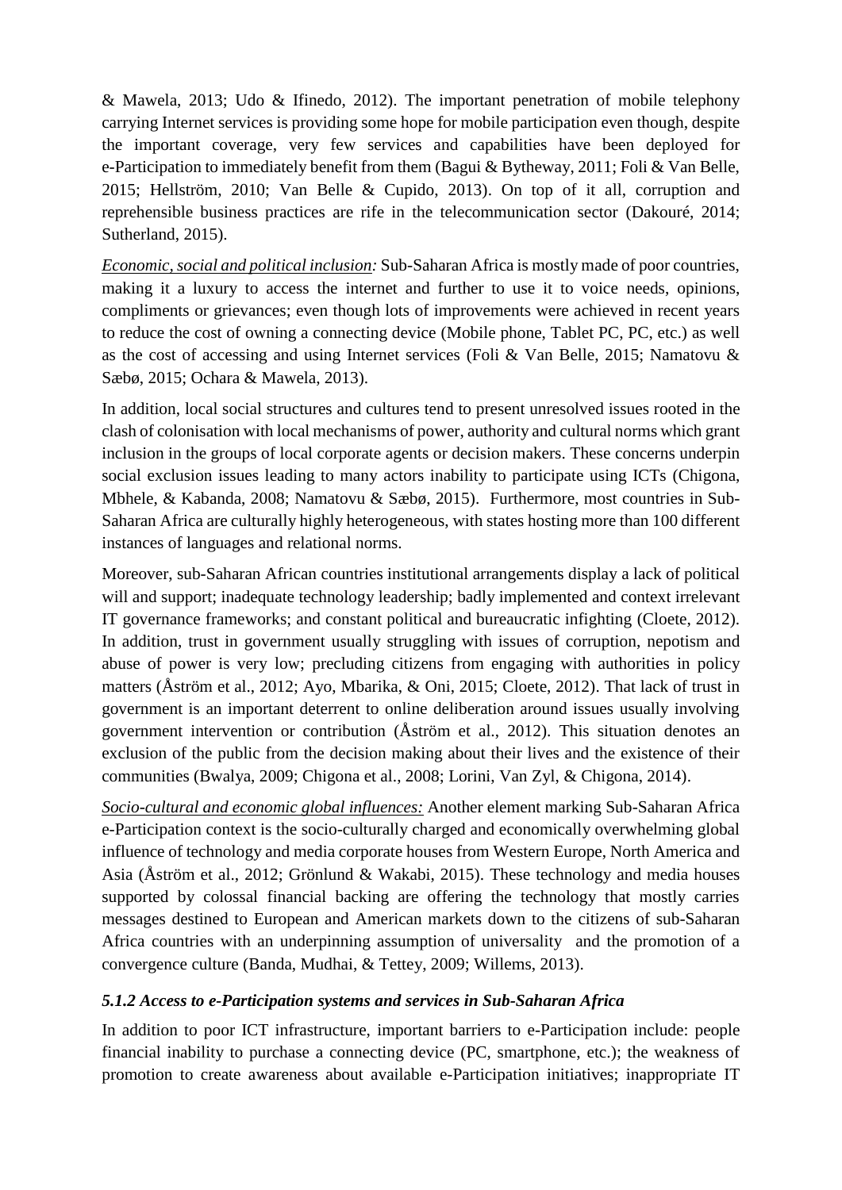& Mawela, 2013; Udo & Ifinedo, 2012). The important penetration of mobile telephony carrying Internet services is providing some hope for mobile participation even though, despite the important coverage, very few services and capabilities have been deployed for e-Participation to immediately benefit from them (Bagui & Bytheway, 2011; Foli & Van Belle, 2015; Hellström, 2010; Van Belle & Cupido, 2013). On top of it all, corruption and reprehensible business practices are rife in the telecommunication sector (Dakouré, 2014; Sutherland, 2015).

*Economic, social and political inclusion:* Sub-Saharan Africa is mostly made of poor countries, making it a luxury to access the internet and further to use it to voice needs, opinions, compliments or grievances; even though lots of improvements were achieved in recent years to reduce the cost of owning a connecting device (Mobile phone, Tablet PC, PC, etc.) as well as the cost of accessing and using Internet services (Foli & Van Belle, 2015; Namatovu & Sæbø, 2015; Ochara & Mawela, 2013).

In addition, local social structures and cultures tend to present unresolved issues rooted in the clash of colonisation with local mechanisms of power, authority and cultural norms which grant inclusion in the groups of local corporate agents or decision makers. These concerns underpin social exclusion issues leading to many actors inability to participate using ICTs (Chigona, Mbhele, & Kabanda, 2008; Namatovu & Sæbø, 2015). Furthermore, most countries in Sub-Saharan Africa are culturally highly heterogeneous, with states hosting more than 100 different instances of languages and relational norms.

Moreover, sub-Saharan African countries institutional arrangements display a lack of political will and support; inadequate technology leadership; badly implemented and context irrelevant IT governance frameworks; and constant political and bureaucratic infighting (Cloete, 2012). In addition, trust in government usually struggling with issues of corruption, nepotism and abuse of power is very low; precluding citizens from engaging with authorities in policy matters (Åström et al., 2012; Ayo, Mbarika, & Oni, 2015; Cloete, 2012). That lack of trust in government is an important deterrent to online deliberation around issues usually involving government intervention or contribution (Åström et al., 2012). This situation denotes an exclusion of the public from the decision making about their lives and the existence of their communities (Bwalya, 2009; Chigona et al., 2008; Lorini, Van Zyl, & Chigona, 2014).

*Socio-cultural and economic global influences:* Another element marking Sub-Saharan Africa e-Participation context is the socio-culturally charged and economically overwhelming global influence of technology and media corporate houses from Western Europe, North America and Asia (Åström et al., 2012; Grönlund & Wakabi, 2015). These technology and media houses supported by colossal financial backing are offering the technology that mostly carries messages destined to European and American markets down to the citizens of sub-Saharan Africa countries with an underpinning assumption of universality and the promotion of a convergence culture (Banda, Mudhai, & Tettey, 2009; Willems, 2013).

#### *5.1.2 Access to e-Participation systems and services in Sub-Saharan Africa*

In addition to poor ICT infrastructure, important barriers to e-Participation include: people financial inability to purchase a connecting device (PC, smartphone, etc.); the weakness of promotion to create awareness about available e-Participation initiatives; inappropriate IT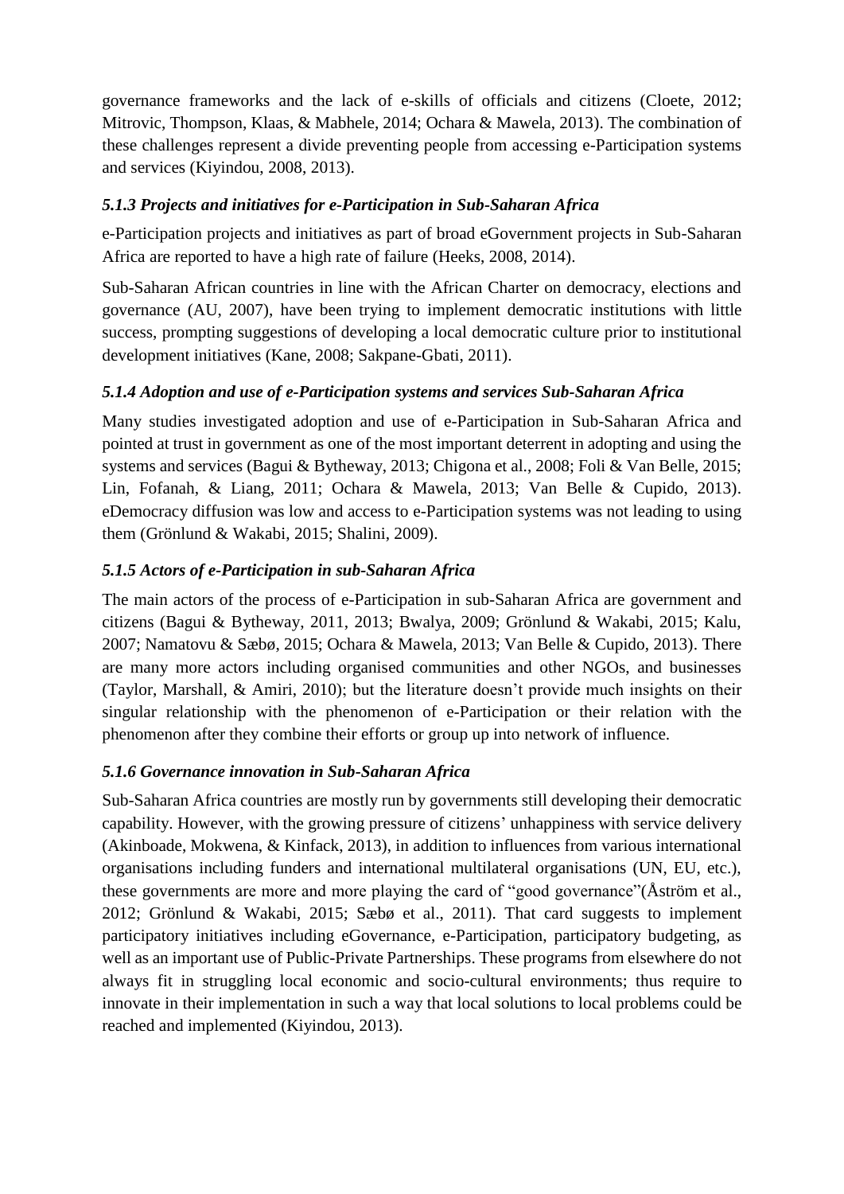governance frameworks and the lack of e-skills of officials and citizens (Cloete, 2012; Mitrovic, Thompson, Klaas, & Mabhele, 2014; Ochara & Mawela, 2013). The combination of these challenges represent a divide preventing people from accessing e-Participation systems and services (Kiyindou, 2008, 2013).

### *5.1.3 Projects and initiatives for e-Participation in Sub-Saharan Africa*

e-Participation projects and initiatives as part of broad eGovernment projects in Sub-Saharan Africa are reported to have a high rate of failure (Heeks, 2008, 2014).

Sub-Saharan African countries in line with the African Charter on democracy, elections and governance (AU, 2007), have been trying to implement democratic institutions with little success, prompting suggestions of developing a local democratic culture prior to institutional development initiatives (Kane, 2008; Sakpane-Gbati, 2011).

### *5.1.4 Adoption and use of e-Participation systems and services Sub-Saharan Africa*

Many studies investigated adoption and use of e-Participation in Sub-Saharan Africa and pointed at trust in government as one of the most important deterrent in adopting and using the systems and services (Bagui & Bytheway, 2013; Chigona et al., 2008; Foli & Van Belle, 2015; Lin, Fofanah, & Liang, 2011; Ochara & Mawela, 2013; Van Belle & Cupido, 2013). eDemocracy diffusion was low and access to e-Participation systems was not leading to using them (Grönlund & Wakabi, 2015; Shalini, 2009).

### *5.1.5 Actors of e-Participation in sub-Saharan Africa*

The main actors of the process of e-Participation in sub-Saharan Africa are government and citizens (Bagui & Bytheway, 2011, 2013; Bwalya, 2009; Grönlund & Wakabi, 2015; Kalu, 2007; Namatovu & Sæbø, 2015; Ochara & Mawela, 2013; Van Belle & Cupido, 2013). There are many more actors including organised communities and other NGOs, and businesses (Taylor, Marshall, & Amiri, 2010); but the literature doesn't provide much insights on their singular relationship with the phenomenon of e-Participation or their relation with the phenomenon after they combine their efforts or group up into network of influence.

### *5.1.6 Governance innovation in Sub-Saharan Africa*

Sub-Saharan Africa countries are mostly run by governments still developing their democratic capability. However, with the growing pressure of citizens' unhappiness with service delivery (Akinboade, Mokwena, & Kinfack, 2013), in addition to influences from various international organisations including funders and international multilateral organisations (UN, EU, etc.), these governments are more and more playing the card of "good governance"(Åström et al., 2012; Grönlund & Wakabi, 2015; Sæbø et al., 2011). That card suggests to implement participatory initiatives including eGovernance, e-Participation, participatory budgeting, as well as an important use of Public-Private Partnerships. These programs from elsewhere do not always fit in struggling local economic and socio-cultural environments; thus require to innovate in their implementation in such a way that local solutions to local problems could be reached and implemented (Kiyindou, 2013).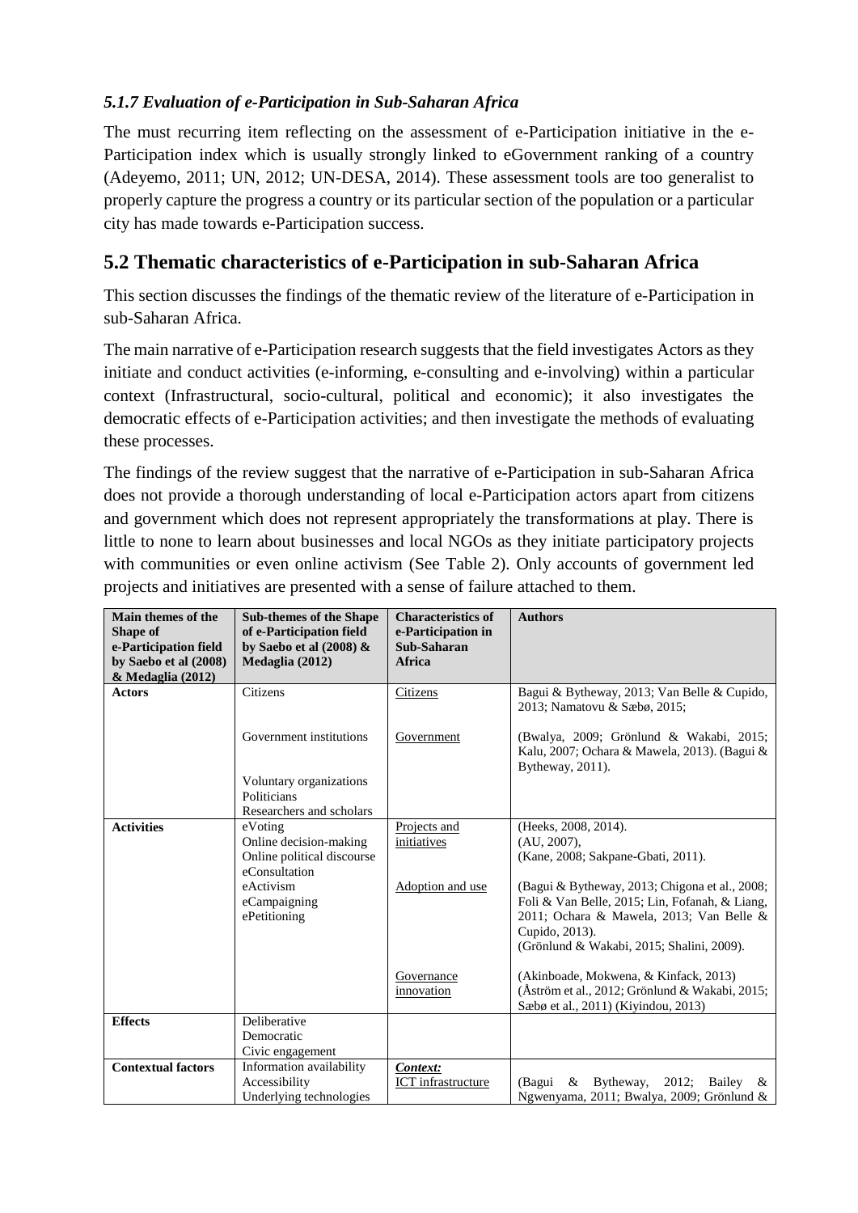### *5.1.7 Evaluation of e-Participation in Sub-Saharan Africa*

The must recurring item reflecting on the assessment of e-Participation initiative in the e-Participation index which is usually strongly linked to eGovernment ranking of a country (Adeyemo, 2011; UN, 2012; UN-DESA, 2014). These assessment tools are too generalist to properly capture the progress a country or its particular section of the population or a particular city has made towards e-Participation success.

## 5.2 Thematic characteristics of e-Participation in sub-Saharan Africa

This section discusses the findings of the thematic review of the literature of e-Participation in sub-Saharan Africa.

The main narrative of e-Participation research suggests that the field investigates Actors as they initiate and conduct activities (e-informing, e-consulting and e-involving) within a particular context (Infrastructural, socio-cultural, political and economic); it also investigates the democratic effects of e-Participation activities; and then investigate the methods of evaluating these processes.

The findings of the review suggest that the narrative of e-Participation in sub-Saharan Africa does not provide a thorough understanding of local e-Participation actors apart from citizens and government which does not represent appropriately the transformations at play. There is little to none to learn about businesses and local NGOs as they initiate participatory projects with communities or even online activism (See Table 2). Only accounts of government led projects and initiatives are presented with a sense of failure attached to them.

| Main themes of the Shape of e-Participation field by Saebo et al (2008) & Medaglia (2012) | Sub-themes of the Shape of e-Participation field by Saebo et al (2008) & Medaglia (2012) | Characteristics of e-Participation in Sub-Saharan Africa | Authors |
|---|---|---|---|
| **Actors** | Citizens | Citizens | Bagui & Bytheway, 2013; Van Belle & Cupido, 2013; Namatovu & Sæbø, 2015; |
| | Government institutions | Government | (Bwalya, 2009; Grönlund & Wakabi, 2015; Kalu, 2007; Ochara & Mawela, 2013). (Bagui & Bytheway, 2011). |
| | Voluntary organizations<br>Politicians<br>Researchers and scholars | | |
| **Activities** | eVoting<br>Online decision-making<br>Online political discourse<br>eConsultation<br>eActivism<br>eCampaigning<br>ePetitioning | Projects and initiatives | (Heeks, 2008, 2014).<br>(AU, 2007),<br>(Kane, 2008; Sakpane-Gbati, 2011). |
| | | Adoption and use | (Bagui & Bytheway, 2013; Chigona et al., 2008; Foli & Van Belle, 2015; Lin, Fofanah, & Liang, 2011; Ochara & Mawela, 2013; Van Belle & Cupido, 2013).<br>(Grönlund & Wakabi, 2015; Shalini, 2009). |
| | | Governance innovation | (Akinboade, Mokwena, & Kinfack, 2013)<br>(Åström et al., 2012; Grönlund & Wakabi, 2015; Sæbø et al., 2011) (Kiyindou, 2013) |
| **Effects** | Deliberative<br>Democratic<br>Civic engagement | | |
| **Contextual factors** | Information availability<br>Accessibility<br>Underlying technologies | ***Context:***<br>ICT infrastructure | (Bagui & Bytheway, 2012; Bailey & Ngwenyama, 2011; Bwalya, 2009; Grönlund & |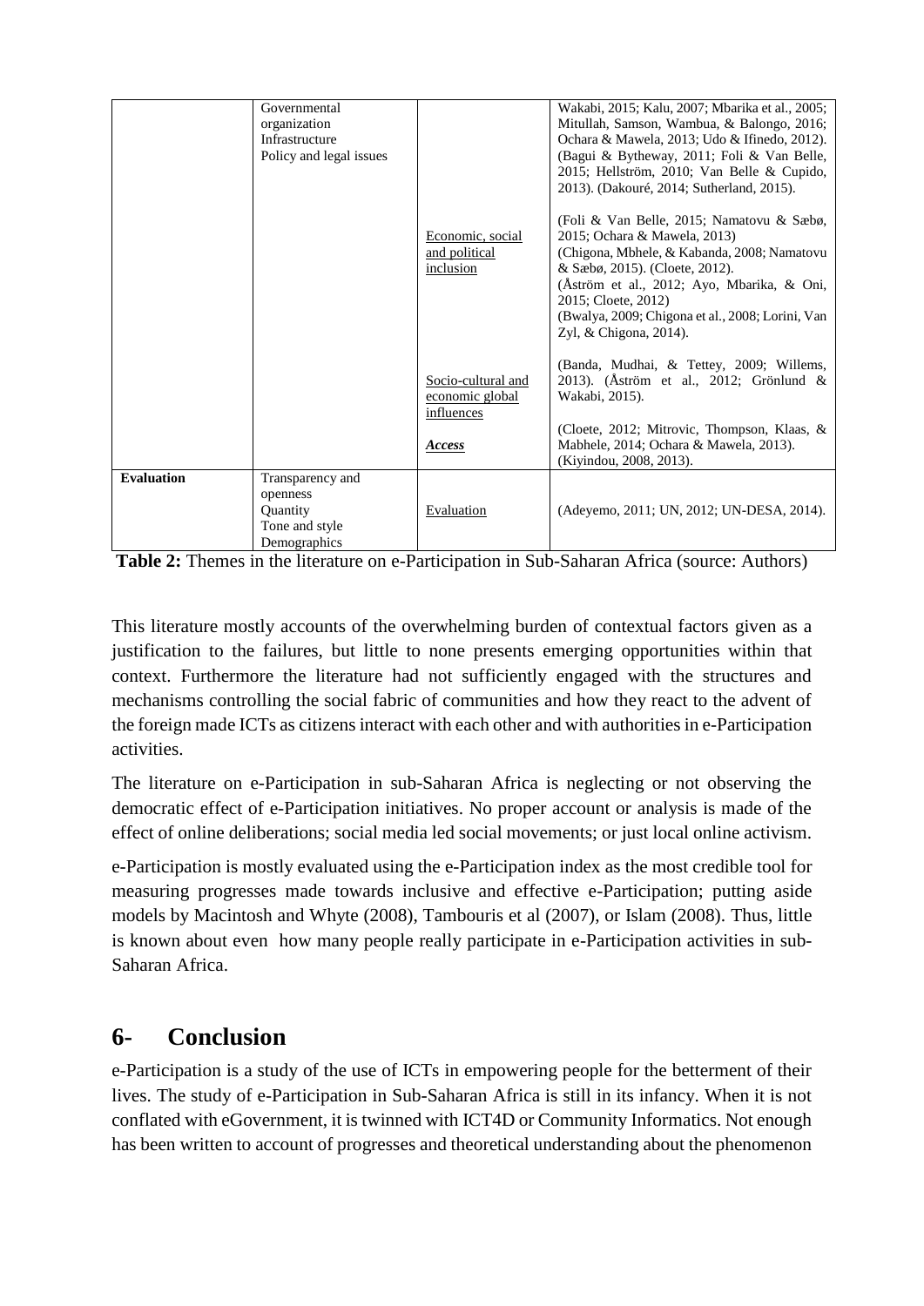|  | Governmental organization<br>Infrastructure<br>Policy and legal issues |  | Wakabi, 2015; Kalu, 2007; Mbarika et al., 2005; Mitullah, Samson, Wambua, & Balongo, 2016; Ochara & Mawela, 2013; Udo & Ifinedo, 2012). (Bagui & Bytheway, 2011; Foli & Van Belle, 2015; Hellström, 2010; Van Belle & Cupido, 2013). (Dakouré, 2014; Sutherland, 2015). |
|---|---|---|---|
|  |  | Economic, social and political inclusion | (Foli & Van Belle, 2015; Namatovu & Sæbø, 2015; Ochara & Mawela, 2013)<br>(Chigona, Mbhele, & Kabanda, 2008; Namatovu & Sæbø, 2015). (Cloete, 2012).<br>(Åström et al., 2012; Ayo, Mbarika, & Oni, 2015; Cloete, 2012)<br>(Bwalya, 2009; Chigona et al., 2008; Lorini, Van Zyl, & Chigona, 2014). |
|  |  | Socio-cultural and economic global influences | (Banda, Mudhai, & Tettey, 2009; Willems, 2013). (Åström et al., 2012; Grönlund & Wakabi, 2015). |
|  |  | ***Access*** | (Cloete, 2012; Mitrovic, Thompson, Klaas, & Mabhele, 2014; Ochara & Mawela, 2013). (Kiyindou, 2008, 2013). |
| **Evaluation** | Transparency and openness<br>Quantity<br>Tone and style<br>Demographics | Evaluation | (Adeyemo, 2011; UN, 2012; UN-DESA, 2014). |

**Table 2:** Themes in the literature on e-Participation in Sub-Saharan Africa (source: Authors)

This literature mostly accounts of the overwhelming burden of contextual factors given as a justification to the failures, but little to none presents emerging opportunities within that context. Furthermore the literature had not sufficiently engaged with the structures and mechanisms controlling the social fabric of communities and how they react to the advent of the foreign made ICTs as citizens interact with each other and with authorities in e-Participation activities.

The literature on e-Participation in sub-Saharan Africa is neglecting or not observing the democratic effect of e-Participation initiatives. No proper account or analysis is made of the effect of online deliberations; social media led social movements; or just local online activism.

e-Participation is mostly evaluated using the e-Participation index as the most credible tool for measuring progresses made towards inclusive and effective e-Participation; putting aside models by Macintosh and Whyte (2008), Tambouris et al (2007), or Islam (2008). Thus, little is known about even how many people really participate in e-Participation activities in sub-Saharan Africa.

## 6- Conclusion

e-Participation is a study of the use of ICTs in empowering people for the betterment of their lives. The study of e-Participation in Sub-Saharan Africa is still in its infancy. When it is not conflated with eGovernment, it is twinned with ICT4D or Community Informatics. Not enough has been written to account of progresses and theoretical understanding about the phenomenon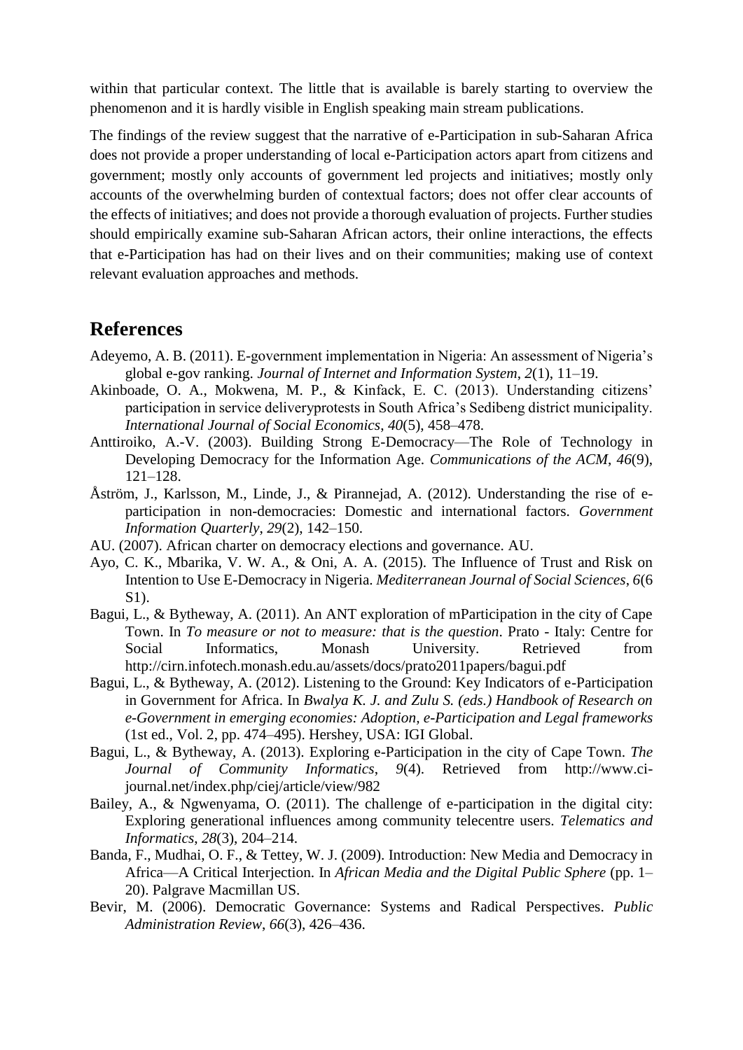within that particular context. The little that is available is barely starting to overview the phenomenon and it is hardly visible in English speaking main stream publications.

The findings of the review suggest that the narrative of e-Participation in sub-Saharan Africa does not provide a proper understanding of local e-Participation actors apart from citizens and government; mostly only accounts of government led projects and initiatives; mostly only accounts of the overwhelming burden of contextual factors; does not offer clear accounts of the effects of initiatives; and does not provide a thorough evaluation of projects. Further studies should empirically examine sub-Saharan African actors, their online interactions, the effects that e-Participation has had on their lives and on their communities; making use of context relevant evaluation approaches and methods.

## References

Adeyemo, A. B. (2011). E-government implementation in Nigeria: An assessment of Nigeria's global e-gov ranking. *Journal of Internet and Information System*, *2*(1), 11–19.

Akinboade, O. A., Mokwena, M. P., & Kinfack, E. C. (2013). Understanding citizens' participation in service deliveryprotests in South Africa's Sedibeng district municipality. *International Journal of Social Economics*, *40*(5), 458–478.

Anttiroiko, A.-V. (2003). Building Strong E-Democracy—The Role of Technology in Developing Democracy for the Information Age. *Communications of the ACM*, *46*(9), 121–128.

Åström, J., Karlsson, M., Linde, J., & Pirannejad, A. (2012). Understanding the rise of e-participation in non-democracies: Domestic and international factors. *Government Information Quarterly*, *29*(2), 142–150.

AU. (2007). African charter on democracy elections and governance. AU.

Ayo, C. K., Mbarika, V. W. A., & Oni, A. A. (2015). The Influence of Trust and Risk on Intention to Use E-Democracy in Nigeria. *Mediterranean Journal of Social Sciences*, *6*(6 S1).

Bagui, L., & Bytheway, A. (2011). An ANT exploration of mParticipation in the city of Cape Town. In *To measure or not to measure: that is the question*. Prato - Italy: Centre for Social Informatics, Monash University. Retrieved from http://cirn.infotech.monash.edu.au/assets/docs/prato2011papers/bagui.pdf

Bagui, L., & Bytheway, A. (2012). Listening to the Ground: Key Indicators of e-Participation in Government for Africa. In *Bwalya K. J. and Zulu S. (eds.) Handbook of Research on e-Government in emerging economies: Adoption, e-Participation and Legal frameworks* (1st ed., Vol. 2, pp. 474–495). Hershey, USA: IGI Global.

Bagui, L., & Bytheway, A. (2013). Exploring e-Participation in the city of Cape Town. *The Journal of Community Informatics*, *9*(4). Retrieved from http://www.ci-journal.net/index.php/ciej/article/view/982

Bailey, A., & Ngwenyama, O. (2011). The challenge of e-participation in the digital city: Exploring generational influences among community telecentre users. *Telematics and Informatics*, *28*(3), 204–214.

Banda, F., Mudhai, O. F., & Tettey, W. J. (2009). Introduction: New Media and Democracy in Africa—A Critical Interjection. In *African Media and the Digital Public Sphere* (pp. 1–20). Palgrave Macmillan US.

Bevir, M. (2006). Democratic Governance: Systems and Radical Perspectives. *Public Administration Review*, *66*(3), 426–436.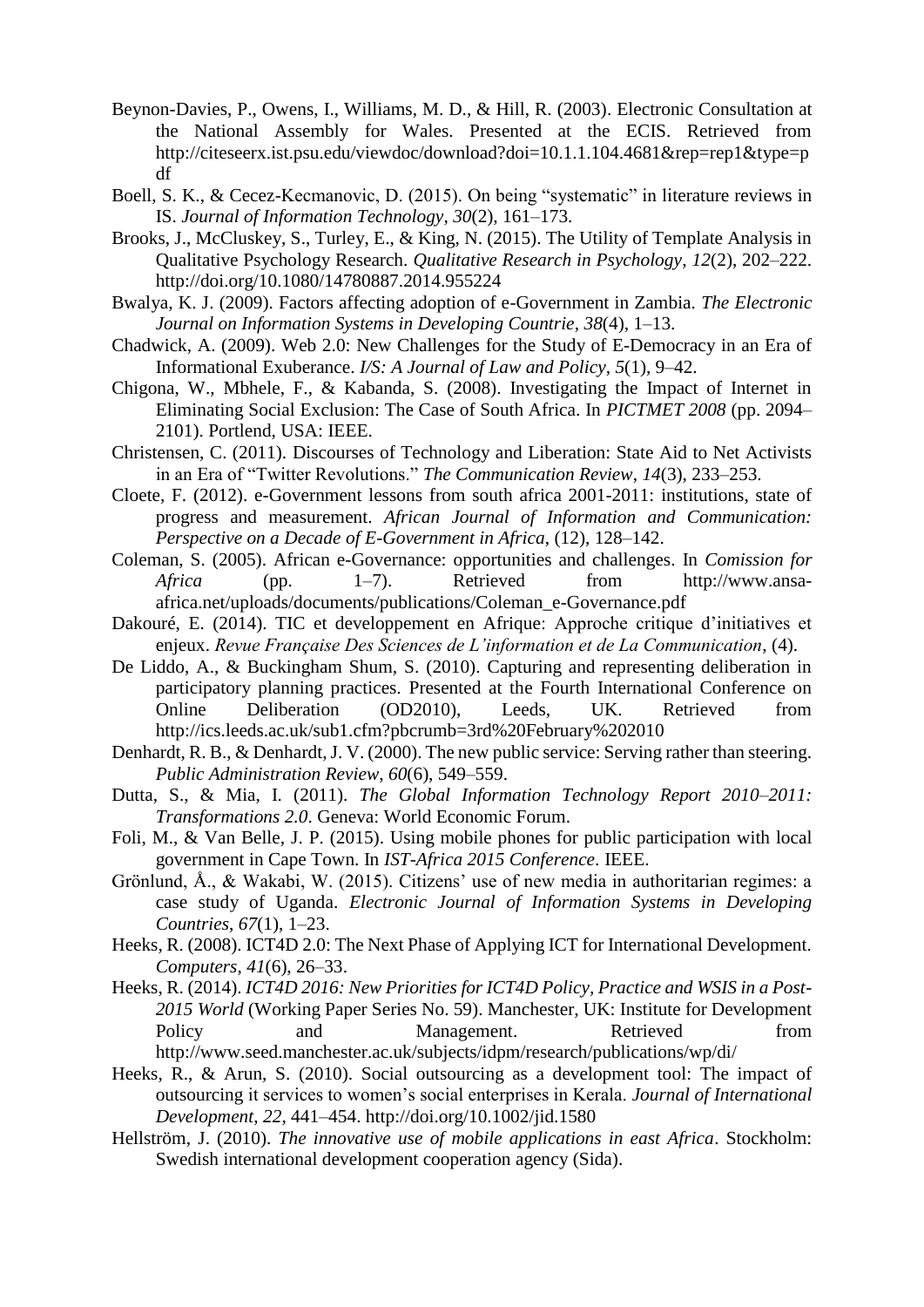Beynon-Davies, P., Owens, I., Williams, M. D., & Hill, R. (2003). Electronic Consultation at the National Assembly for Wales. Presented at the ECIS. Retrieved from http://citeseerx.ist.psu.edu/viewdoc/download?doi=10.1.1.104.4681&rep=rep1&type=pdf

Boell, S. K., & Cecez-Kecmanovic, D. (2015). On being "systematic" in literature reviews in IS. *Journal of Information Technology*, *30*(2), 161–173.

Brooks, J., McCluskey, S., Turley, E., & King, N. (2015). The Utility of Template Analysis in Qualitative Psychology Research. *Qualitative Research in Psychology*, *12*(2), 202–222. http://doi.org/10.1080/14780887.2014.955224

Bwalya, K. J. (2009). Factors affecting adoption of e-Government in Zambia. *The Electronic Journal on Information Systems in Developing Countrie*, *38*(4), 1–13.

Chadwick, A. (2009). Web 2.0: New Challenges for the Study of E-Democracy in an Era of Informational Exuberance. *I/S: A Journal of Law and Policy*, *5*(1), 9–42.

Chigona, W., Mbhele, F., & Kabanda, S. (2008). Investigating the Impact of Internet in Eliminating Social Exclusion: The Case of South Africa. In *PICTMET 2008* (pp. 2094–2101). Portlend, USA: IEEE.

Christensen, C. (2011). Discourses of Technology and Liberation: State Aid to Net Activists in an Era of "Twitter Revolutions." *The Communication Review*, *14*(3), 233–253.

Cloete, F. (2012). e-Government lessons from south africa 2001-2011: institutions, state of progress and measurement. *African Journal of Information and Communication: Perspective on a Decade of E-Government in Africa*, (12), 128–142.

Coleman, S. (2005). African e-Governance: opportunities and challenges. In *Comission for Africa* (pp. 1–7). Retrieved from http://www.ansa-africa.net/uploads/documents/publications/Coleman_e-Governance.pdf

Dakouré, E. (2014). TIC et developpement en Afrique: Approche critique d'initiatives et enjeux. *Revue Française Des Sciences de L'information et de La Communication*, (4).

De Liddo, A., & Buckingham Shum, S. (2010). Capturing and representing deliberation in participatory planning practices. Presented at the Fourth International Conference on Online Deliberation (OD2010), Leeds, UK. Retrieved from http://ics.leeds.ac.uk/sub1.cfm?pbcrumb=3rd%20February%202010

Denhardt, R. B., & Denhardt, J. V. (2000). The new public service: Serving rather than steering. *Public Administration Review*, *60*(6), 549–559.

Dutta, S., & Mia, I. (2011). *The Global Information Technology Report 2010–2011: Transformations 2.0*. Geneva: World Economic Forum.

Foli, M., & Van Belle, J. P. (2015). Using mobile phones for public participation with local government in Cape Town. In *IST-Africa 2015 Conference*. IEEE.

Grönlund, Å., & Wakabi, W. (2015). Citizens' use of new media in authoritarian regimes: a case study of Uganda. *Electronic Journal of Information Systems in Developing Countries*, *67*(1), 1–23.

Heeks, R. (2008). ICT4D 2.0: The Next Phase of Applying ICT for International Development. *Computers*, *41*(6), 26–33.

Heeks, R. (2014). *ICT4D 2016: New Priorities for ICT4D Policy, Practice and WSIS in a Post-2015 World* (Working Paper Series No. 59). Manchester, UK: Institute for Development Policy and Management. Retrieved from http://www.seed.manchester.ac.uk/subjects/idpm/research/publications/wp/di/

Heeks, R., & Arun, S. (2010). Social outsourcing as a development tool: The impact of outsourcing it services to women's social enterprises in Kerala. *Journal of International Development*, *22*, 441–454. http://doi.org/10.1002/jid.1580

Hellström, J. (2010). *The innovative use of mobile applications in east Africa*. Stockholm: Swedish international development cooperation agency (Sida).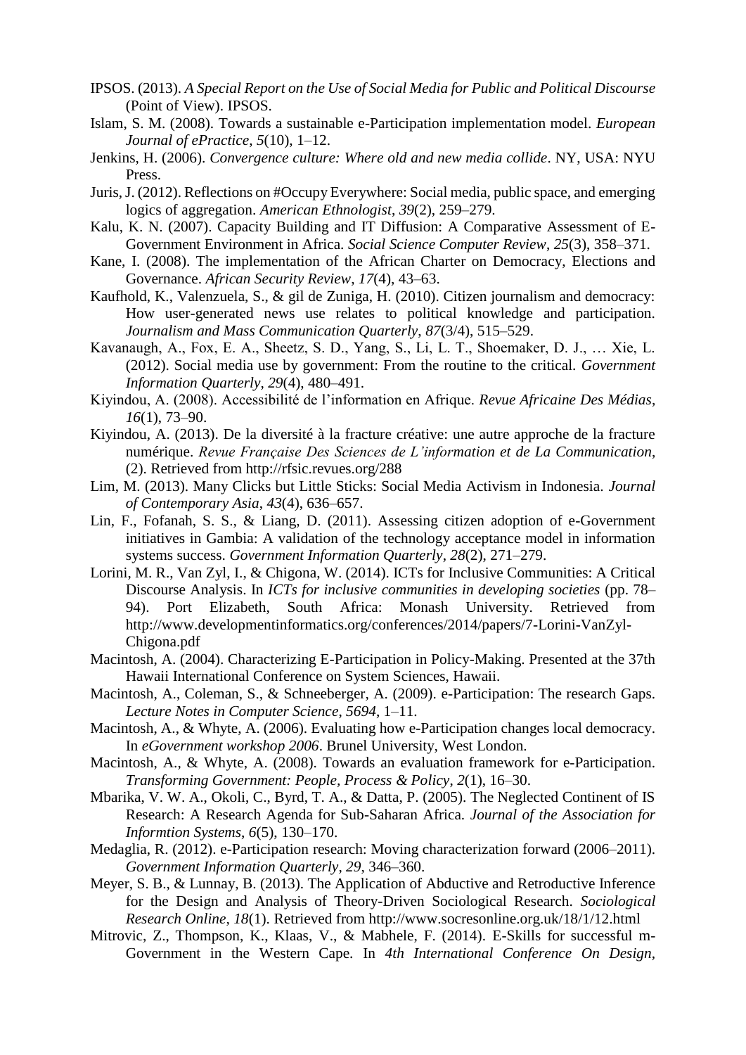IPSOS. (2013). *A Special Report on the Use of Social Media for Public and Political Discourse* (Point of View). IPSOS.

Islam, S. M. (2008). Towards a sustainable e-Participation implementation model. *European Journal of ePractice*, *5*(10), 1–12.

Jenkins, H. (2006). *Convergence culture: Where old and new media collide*. NY, USA: NYU Press.

Juris, J. (2012). Reflections on #Occupy Everywhere: Social media, public space, and emerging logics of aggregation. *American Ethnologist*, *39*(2), 259–279.

Kalu, K. N. (2007). Capacity Building and IT Diffusion: A Comparative Assessment of E-Government Environment in Africa. *Social Science Computer Review*, *25*(3), 358–371.

Kane, I. (2008). The implementation of the African Charter on Democracy, Elections and Governance. *African Security Review*, *17*(4), 43–63.

Kaufhold, K., Valenzuela, S., & gil de Zuniga, H. (2010). Citizen journalism and democracy: How user-generated news use relates to political knowledge and participation. *Journalism and Mass Communication Quarterly*, *87*(3/4), 515–529.

Kavanaugh, A., Fox, E. A., Sheetz, S. D., Yang, S., Li, L. T., Shoemaker, D. J., … Xie, L. (2012). Social media use by government: From the routine to the critical. *Government Information Quarterly*, *29*(4), 480–491.

Kiyindou, A. (2008). Accessibilité de l'information en Afrique. *Revue Africaine Des Médias*, *16*(1), 73–90.

Kiyindou, A. (2013). De la diversité à la fracture créative: une autre approche de la fracture numérique. *Revue Française Des Sciences de L'information et de La Communication*, (2). Retrieved from http://rfsic.revues.org/288

Lim, M. (2013). Many Clicks but Little Sticks: Social Media Activism in Indonesia. *Journal of Contemporary Asia*, *43*(4), 636–657.

Lin, F., Fofanah, S. S., & Liang, D. (2011). Assessing citizen adoption of e-Government initiatives in Gambia: A validation of the technology acceptance model in information systems success. *Government Information Quarterly*, *28*(2), 271–279.

Lorini, M. R., Van Zyl, I., & Chigona, W. (2014). ICTs for Inclusive Communities: A Critical Discourse Analysis. In *ICTs for inclusive communities in developing societies* (pp. 78–94). Port Elizabeth, South Africa: Monash University. Retrieved from http://www.developmentinformatics.org/conferences/2014/papers/7-Lorini-VanZyl-Chigona.pdf

Macintosh, A. (2004). Characterizing E-Participation in Policy-Making. Presented at the 37th Hawaii International Conference on System Sciences, Hawaii.

Macintosh, A., Coleman, S., & Schneeberger, A. (2009). e-Participation: The research Gaps. *Lecture Notes in Computer Science*, *5694*, 1–11.

Macintosh, A., & Whyte, A. (2006). Evaluating how e-Participation changes local democracy. In *eGovernment workshop 2006*. Brunel University, West London.

Macintosh, A., & Whyte, A. (2008). Towards an evaluation framework for e-Participation. *Transforming Government: People, Process & Policy*, *2*(1), 16–30.

Mbarika, V. W. A., Okoli, C., Byrd, T. A., & Datta, P. (2005). The Neglected Continent of IS Research: A Research Agenda for Sub-Saharan Africa. *Journal of the Association for Informtion Systems*, *6*(5), 130–170.

Medaglia, R. (2012). e-Participation research: Moving characterization forward (2006–2011). *Government Information Quarterly*, *29*, 346–360.

Meyer, S. B., & Lunnay, B. (2013). The Application of Abductive and Retroductive Inference for the Design and Analysis of Theory-Driven Sociological Research. *Sociological Research Online*, *18*(1). Retrieved from http://www.socresonline.org.uk/18/1/12.html

Mitrovic, Z., Thompson, K., Klaas, V., & Mabhele, F. (2014). E-Skills for successful m-Government in the Western Cape. In *4th International Conference On Design,*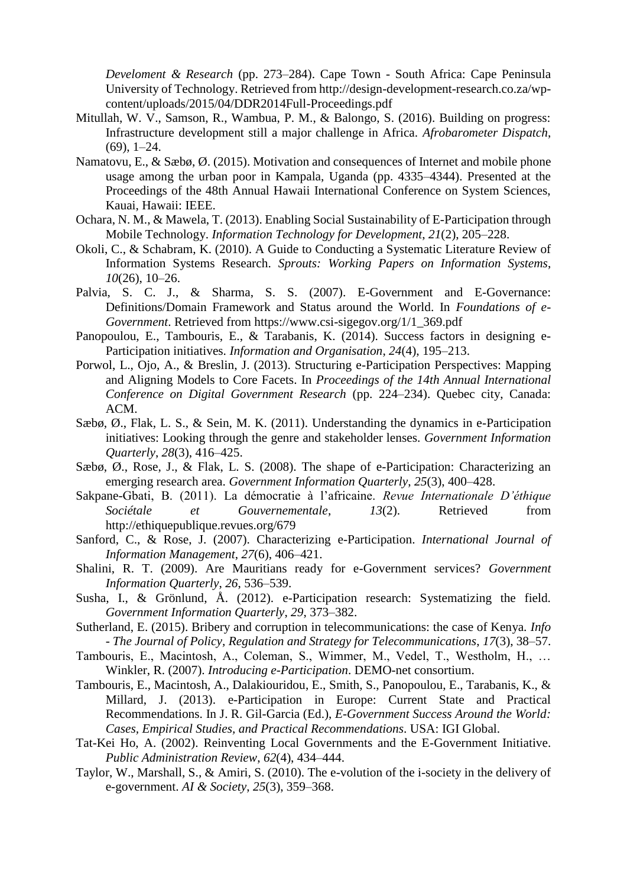*Develoment & Research* (pp. 273–284). Cape Town - South Africa: Cape Peninsula University of Technology. Retrieved from http://design-development-research.co.za/wp-content/uploads/2015/04/DDR2014Full-Proceedings.pdf

Mitullah, W. V., Samson, R., Wambua, P. M., & Balongo, S. (2016). Building on progress: Infrastructure development still a major challenge in Africa. *Afrobarometer Dispatch*, (69), 1–24.

Namatovu, E., & Sæbø, Ø. (2015). Motivation and consequences of Internet and mobile phone usage among the urban poor in Kampala, Uganda (pp. 4335–4344). Presented at the Proceedings of the 48th Annual Hawaii International Conference on System Sciences, Kauai, Hawaii: IEEE.

Ochara, N. M., & Mawela, T. (2013). Enabling Social Sustainability of E-Participation through Mobile Technology. *Information Technology for Development*, *21*(2), 205–228.

Okoli, C., & Schabram, K. (2010). A Guide to Conducting a Systematic Literature Review of Information Systems Research. *Sprouts: Working Papers on Information Systems*, *10*(26), 10–26.

Palvia, S. C. J., & Sharma, S. S. (2007). E-Government and E-Governance: Definitions/Domain Framework and Status around the World. In *Foundations of e-Government*. Retrieved from https://www.csi-sigegov.org/1/1_369.pdf

Panopoulou, E., Tambouris, E., & Tarabanis, K. (2014). Success factors in designing e-Participation initiatives. *Information and Organisation*, *24*(4), 195–213.

Porwol, L., Ojo, A., & Breslin, J. (2013). Structuring e-Participation Perspectives: Mapping and Aligning Models to Core Facets. In *Proceedings of the 14th Annual International Conference on Digital Government Research* (pp. 224–234). Quebec city, Canada: ACM.

Sæbø, Ø., Flak, L. S., & Sein, M. K. (2011). Understanding the dynamics in e-Participation initiatives: Looking through the genre and stakeholder lenses. *Government Information Quarterly*, *28*(3), 416–425.

Sæbø, Ø., Rose, J., & Flak, L. S. (2008). The shape of e-Participation: Characterizing an emerging research area. *Government Information Quarterly*, *25*(3), 400–428.

Sakpane-Gbati, B. (2011). La démocratie à l'africaine. *Revue Internationale D'éthique Sociétale et Gouvernementale*, *13*(2). Retrieved from http://ethiquepublique.revues.org/679

Sanford, C., & Rose, J. (2007). Characterizing e-Participation. *International Journal of Information Management*, *27*(6), 406–421.

Shalini, R. T. (2009). Are Mauritians ready for e-Government services? *Government Information Quarterly*, *26*, 536–539.

Susha, I., & Grönlund, Å. (2012). e-Participation research: Systematizing the field. *Government Information Quarterly*, *29*, 373–382.

Sutherland, E. (2015). Bribery and corruption in telecommunications: the case of Kenya. *Info - The Journal of Policy, Regulation and Strategy for Telecommunications*, *17*(3), 38–57.

Tambouris, E., Macintosh, A., Coleman, S., Wimmer, M., Vedel, T., Westholm, H., … Winkler, R. (2007). *Introducing e-Participation*. DEMO-net consortium.

Tambouris, E., Macintosh, A., Dalakiouridou, E., Smith, S., Panopoulou, E., Tarabanis, K., & Millard, J. (2013). e-Participation in Europe: Current State and Practical Recommendations. In J. R. Gil-Garcia (Ed.), *E-Government Success Around the World: Cases, Empirical Studies, and Practical Recommendations*. USA: IGI Global.

Tat-Kei Ho, A. (2002). Reinventing Local Governments and the E-Government Initiative. *Public Administration Review*, *62*(4), 434–444.

Taylor, W., Marshall, S., & Amiri, S. (2010). The e-volution of the i-society in the delivery of e-government. *AI & Society*, *25*(3), 359–368.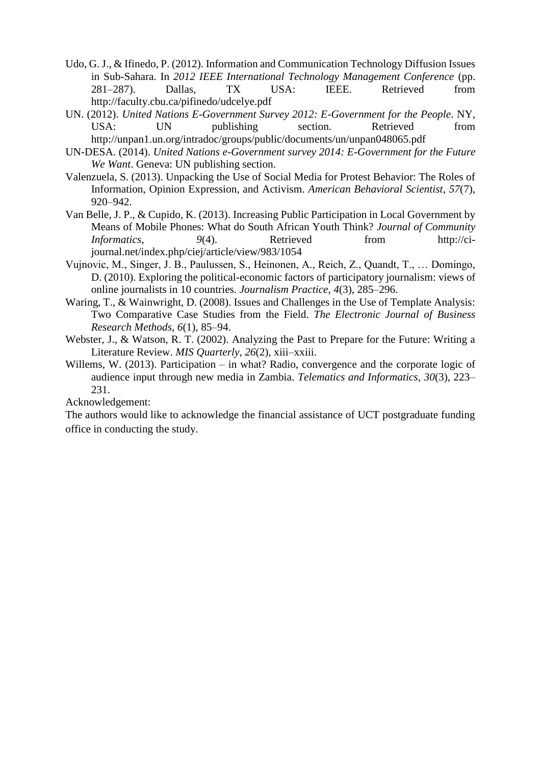Udo, G. J., & Ifinedo, P. (2012). Information and Communication Technology Diffusion Issues in Sub-Sahara. In *2012 IEEE International Technology Management Conference* (pp. 281–287). Dallas, TX USA: IEEE. Retrieved from http://faculty.cbu.ca/pifinedo/udcelye.pdf

UN. (2012). *United Nations E-Government Survey 2012: E-Government for the People*. NY, USA: UN publishing section. Retrieved from http://unpan1.un.org/intradoc/groups/public/documents/un/unpan048065.pdf

UN-DESA. (2014). *United Nations e-Government survey 2014: E-Government for the Future We Want*. Geneva: UN publishing section.

Valenzuela, S. (2013). Unpacking the Use of Social Media for Protest Behavior: The Roles of Information, Opinion Expression, and Activism. *American Behavioral Scientist*, *57*(7), 920–942.

Van Belle, J. P., & Cupido, K. (2013). Increasing Public Participation in Local Government by Means of Mobile Phones: What do South African Youth Think? *Journal of Community Informatics*, *9*(4). Retrieved from http://ci-journal.net/index.php/ciej/article/view/983/1054

Vujnovic, M., Singer, J. B., Paulussen, S., Heinonen, A., Reich, Z., Quandt, T., … Domingo, D. (2010). Exploring the political-economic factors of participatory journalism: views of online journalists in 10 countries. *Journalism Practice*, *4*(3), 285–296.

Waring, T., & Wainwright, D. (2008). Issues and Challenges in the Use of Template Analysis: Two Comparative Case Studies from the Field. *The Electronic Journal of Business Research Methods*, *6*(1), 85–94.

Webster, J., & Watson, R. T. (2002). Analyzing the Past to Prepare for the Future: Writing a Literature Review. *MIS Quarterly*, *26*(2), xiii–xxiii.

Willems, W. (2013). Participation – in what? Radio, convergence and the corporate logic of audience input through new media in Zambia. *Telematics and Informatics*, *30*(3), 223–231.

Acknowledgement:

The authors would like to acknowledge the financial assistance of UCT postgraduate funding office in conducting the study.